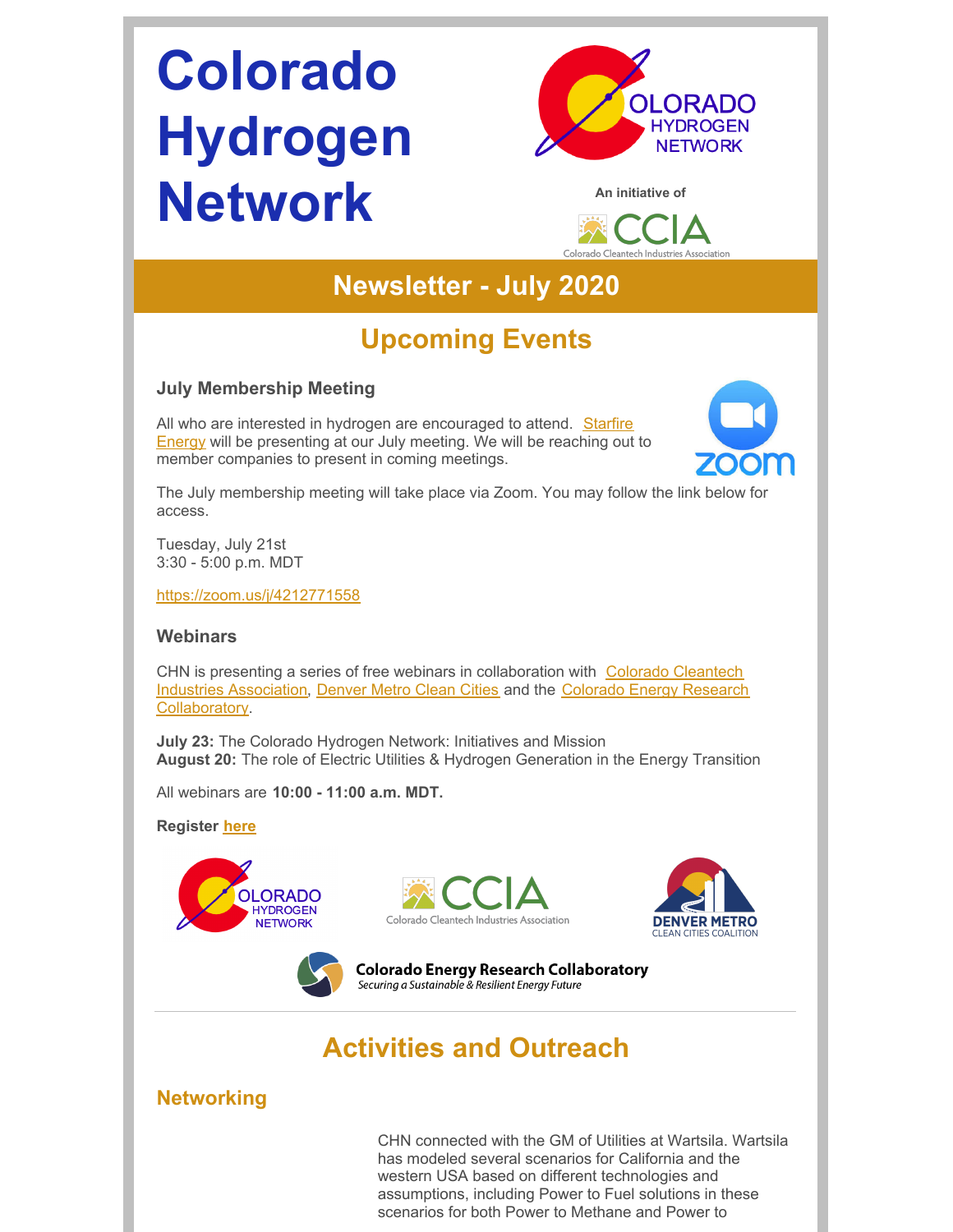# Colorado Hydrogen Network

An initiative of

Colorado Cleantech Industries Association

## Newsletter - July 2020

## Upcoming Events

### July Membership Meeting

All who are interested in hydrogen are encouraged to attend. Starfire Energy will be presenting at our July meeting. We will be reaching out to member companies to present in coming meetings.

The July membership meeting will take place via Zoom. You may follow the link below for access.

Tuesday, July 21st
3:30 - 5:00 p.m. MDT

https://zoom.us/j/4212771558

### Webinars

CHN is presenting a series of free webinars in collaboration with Colorado Cleantech Industries Association, Denver Metro Clean Cities and the Colorado Energy Research Collaboratory.

**July 23:** The Colorado Hydrogen Network: Initiatives and Mission
**August 20:** The role of Electric Utilities & Hydrogen Generation in the Energy Transition

All webinars are **10:00 - 11:00 a.m. MDT.**

**Register here**

## Activities and Outreach

### Networking

CHN connected with the GM of Utilities at Wartsila. Wartsila has modeled several scenarios for California and the western USA based on different technologies and assumptions, including Power to Fuel solutions in these scenarios for both Power to Methane and Power to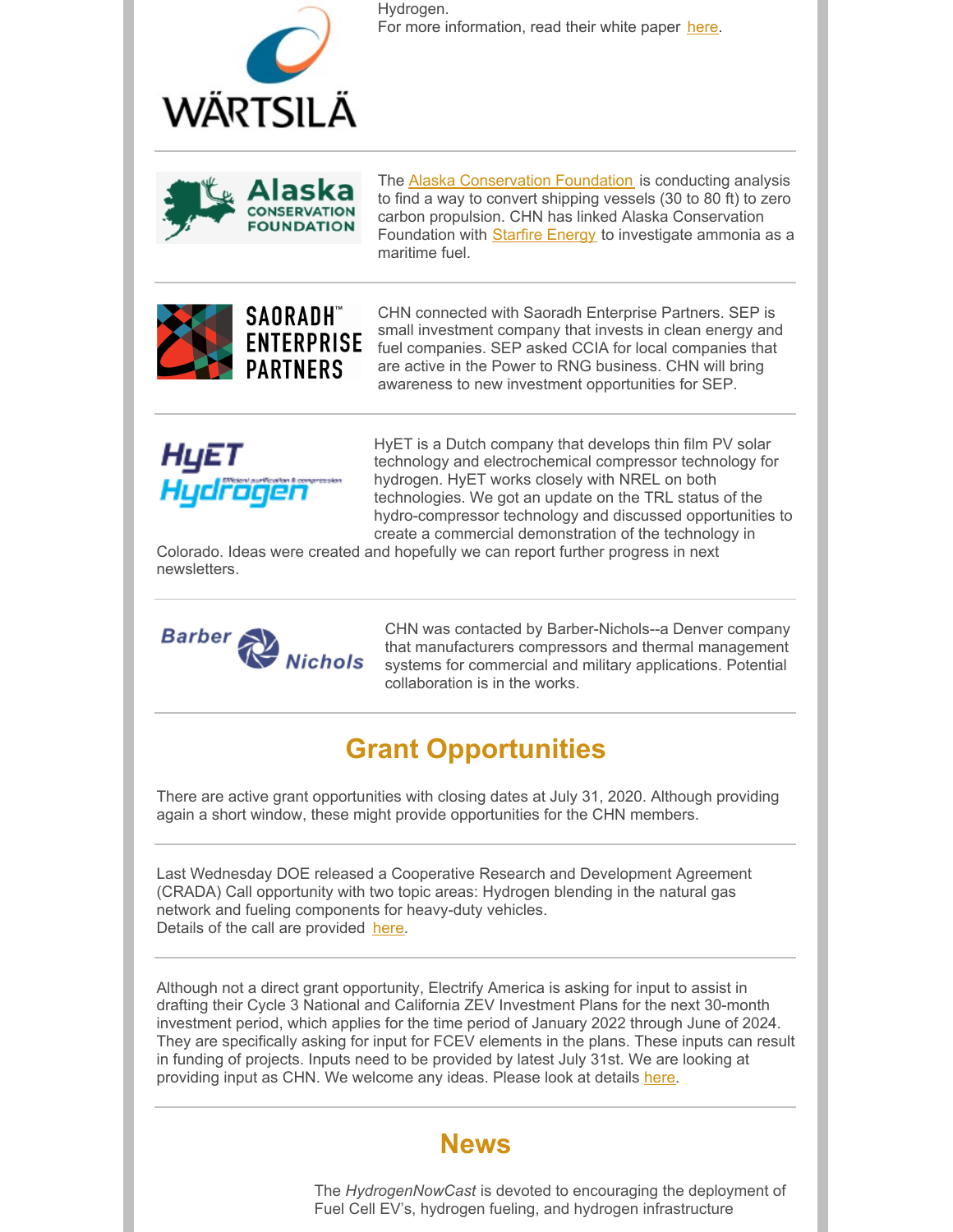Hydrogen.
For more information, read their white paper here.

---

The Alaska Conservation Foundation is conducting analysis to find a way to convert shipping vessels (30 to 80 ft) to zero carbon propulsion. CHN has linked Alaska Conservation Foundation with Starfire Energy to investigate ammonia as a maritime fuel.

---

CHN connected with Saoradh Enterprise Partners. SEP is small investment company that invests in clean energy and fuel companies. SEP asked CCIA for local companies that are active in the Power to RNG business. CHN will bring awareness to new investment opportunities for SEP.

---

HyET is a Dutch company that develops thin film PV solar technology and electrochemical compressor technology for hydrogen. HyET works closely with NREL on both technologies. We got an update on the TRL status of the hydro-compressor technology and discussed opportunities to create a commercial demonstration of the technology in Colorado. Ideas were created and hopefully we can report further progress in next newsletters.

---

CHN was contacted by Barber-Nichols--a Denver company that manufacturers compressors and thermal management systems for commercial and military applications. Potential collaboration is in the works.

---

## Grant Opportunities

There are active grant opportunities with closing dates at July 31, 2020. Although providing again a short window, these might provide opportunities for the CHN members.

---

Last Wednesday DOE released a Cooperative Research and Development Agreement (CRADA) Call opportunity with two topic areas: Hydrogen blending in the natural gas network and fueling components for heavy-duty vehicles.
Details of the call are provided here.

---

Although not a direct grant opportunity, Electrify America is asking for input to assist in drafting their Cycle 3 National and California ZEV Investment Plans for the next 30-month investment period, which applies for the time period of January 2022 through June of 2024. They are specifically asking for input for FCEV elements in the plans. These inputs can result in funding of projects. Inputs need to be provided by latest July 31st. We are looking at providing input as CHN. We welcome any ideas. Please look at details here.

---

## News

The *HydrogenNowCast* is devoted to encouraging the deployment of Fuel Cell EV's, hydrogen fueling, and hydrogen infrastructure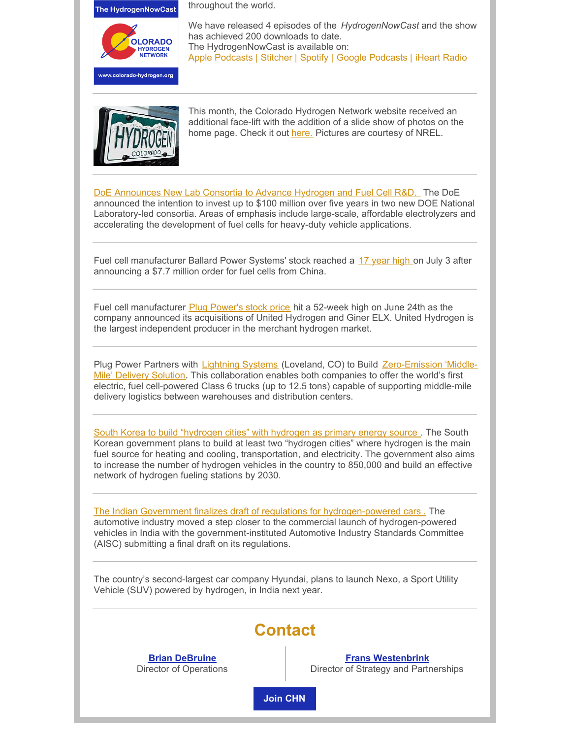throughout the world.

We have released 4 episodes of the *HydrogenNowCast* and the show has achieved 200 downloads to date.
The HydrogenNowCast is available on:
Apple Podcasts | Stitcher | Spotify | Google Podcasts | iHeart Radio

---

This month, the Colorado Hydrogen Network website received an additional face-lift with the addition of a slide show of photos on the home page. Check it out here. Pictures are courtesy of NREL.

---

DoE Announces New Lab Consortia to Advance Hydrogen and Fuel Cell R&D. The DoE announced the intention to invest up to $100 million over five years in two new DOE National Laboratory-led consortia. Areas of emphasis include large-scale, affordable electrolyzers and accelerating the development of fuel cells for heavy-duty vehicle applications.

---

Fuel cell manufacturer Ballard Power Systems' stock reached a 17 year high on July 3 after announcing a $7.7 million order for fuel cells from China.

---

Fuel cell manufacturer Plug Power's stock price hit a 52-week high on June 24th as the company announced its acquisitions of United Hydrogen and Giner ELX. United Hydrogen is the largest independent producer in the merchant hydrogen market.

---

Plug Power Partners with Lightning Systems (Loveland, CO) to Build Zero-Emission 'Middle-Mile' Delivery Solution. This collaboration enables both companies to offer the world's first electric, fuel cell-powered Class 6 trucks (up to 12.5 tons) capable of supporting middle-mile delivery logistics between warehouses and distribution centers.

---

South Korea to build "hydrogen cities" with hydrogen as primary energy source . The South Korean government plans to build at least two "hydrogen cities" where hydrogen is the main fuel source for heating and cooling, transportation, and electricity. The government also aims to increase the number of hydrogen vehicles in the country to 850,000 and build an effective network of hydrogen fueling stations by 2030.

---

The Indian Government finalizes draft of regulations for hydrogen-powered cars . The automotive industry moved a step closer to the commercial launch of hydrogen-powered vehicles in India with the government-instituted Automotive Industry Standards Committee (AISC) submitting a final draft on its regulations.

---

The country's second-largest car company Hyundai, plans to launch Nexo, a Sport Utility Vehicle (SUV) powered by hydrogen, in India next year.

---

## Contact

**Brian DeBruine**
Director of Operations

**Frans Westenbrink**
Director of Strategy and Partnerships

**Join CHN**